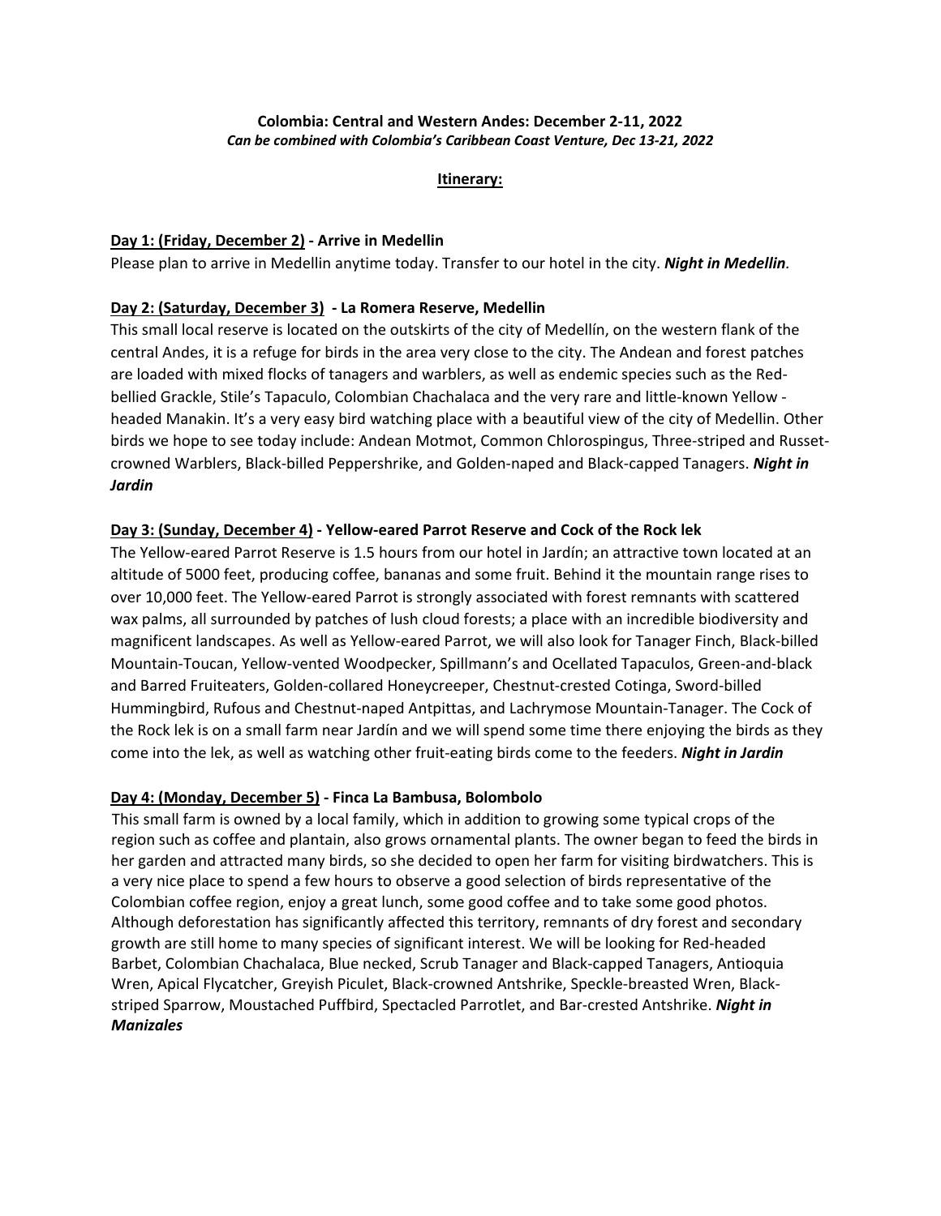**Colombia: Central and Western Andes: December 2-11, 2022**

***Can be combined with Colombia's Caribbean Coast Venture, Dec 13-21, 2022***

**Itinerary:**

**Day 1: (Friday, December 2) - Arrive in Medellin**

Please plan to arrive in Medellin anytime today. Transfer to our hotel in the city. ***Night in Medellin.***

**Day 2: (Saturday, December 3) - La Romera Reserve, Medellin**

This small local reserve is located on the outskirts of the city of Medellín, on the western flank of the central Andes, it is a refuge for birds in the area very close to the city. The Andean and forest patches are loaded with mixed flocks of tanagers and warblers, as well as endemic species such as the Red-bellied Grackle, Stile's Tapaculo, Colombian Chachalaca and the very rare and little-known Yellow - headed Manakin. It's a very easy bird watching place with a beautiful view of the city of Medellin. Other birds we hope to see today include: Andean Motmot, Common Chlorospingus, Three-striped and Russet-crowned Warblers, Black-billed Peppershrike, and Golden-naped and Black-capped Tanagers. ***Night in Jardin***

**Day 3: (Sunday, December 4) - Yellow-eared Parrot Reserve and Cock of the Rock lek**

The Yellow-eared Parrot Reserve is 1.5 hours from our hotel in Jardín; an attractive town located at an altitude of 5000 feet, producing coffee, bananas and some fruit. Behind it the mountain range rises to over 10,000 feet. The Yellow-eared Parrot is strongly associated with forest remnants with scattered wax palms, all surrounded by patches of lush cloud forests; a place with an incredible biodiversity and magnificent landscapes. As well as Yellow-eared Parrot, we will also look for Tanager Finch, Black-billed Mountain-Toucan, Yellow-vented Woodpecker, Spillmann's and Ocellated Tapaculos, Green-and-black and Barred Fruiteaters, Golden-collared Honeycreeper, Chestnut-crested Cotinga, Sword-billed Hummingbird, Rufous and Chestnut-naped Antpittas, and Lachrymose Mountain-Tanager. The Cock of the Rock lek is on a small farm near Jardín and we will spend some time there enjoying the birds as they come into the lek, as well as watching other fruit-eating birds come to the feeders. ***Night in Jardin***

**Day 4: (Monday, December 5) - Finca La Bambusa, Bolombolo**

This small farm is owned by a local family, which in addition to growing some typical crops of the region such as coffee and plantain, also grows ornamental plants. The owner began to feed the birds in her garden and attracted many birds, so she decided to open her farm for visiting birdwatchers. This is a very nice place to spend a few hours to observe a good selection of birds representative of the Colombian coffee region, enjoy a great lunch, some good coffee and to take some good photos. Although deforestation has significantly affected this territory, remnants of dry forest and secondary growth are still home to many species of significant interest. We will be looking for Red-headed Barbet, Colombian Chachalaca, Blue necked, Scrub Tanager and Black-capped Tanagers, Antioquia Wren, Apical Flycatcher, Greyish Piculet, Black-crowned Antshrike, Speckle-breasted Wren, Black-striped Sparrow, Moustached Puffbird, Spectacled Parrotlet, and Bar-crested Antshrike. ***Night in Manizales***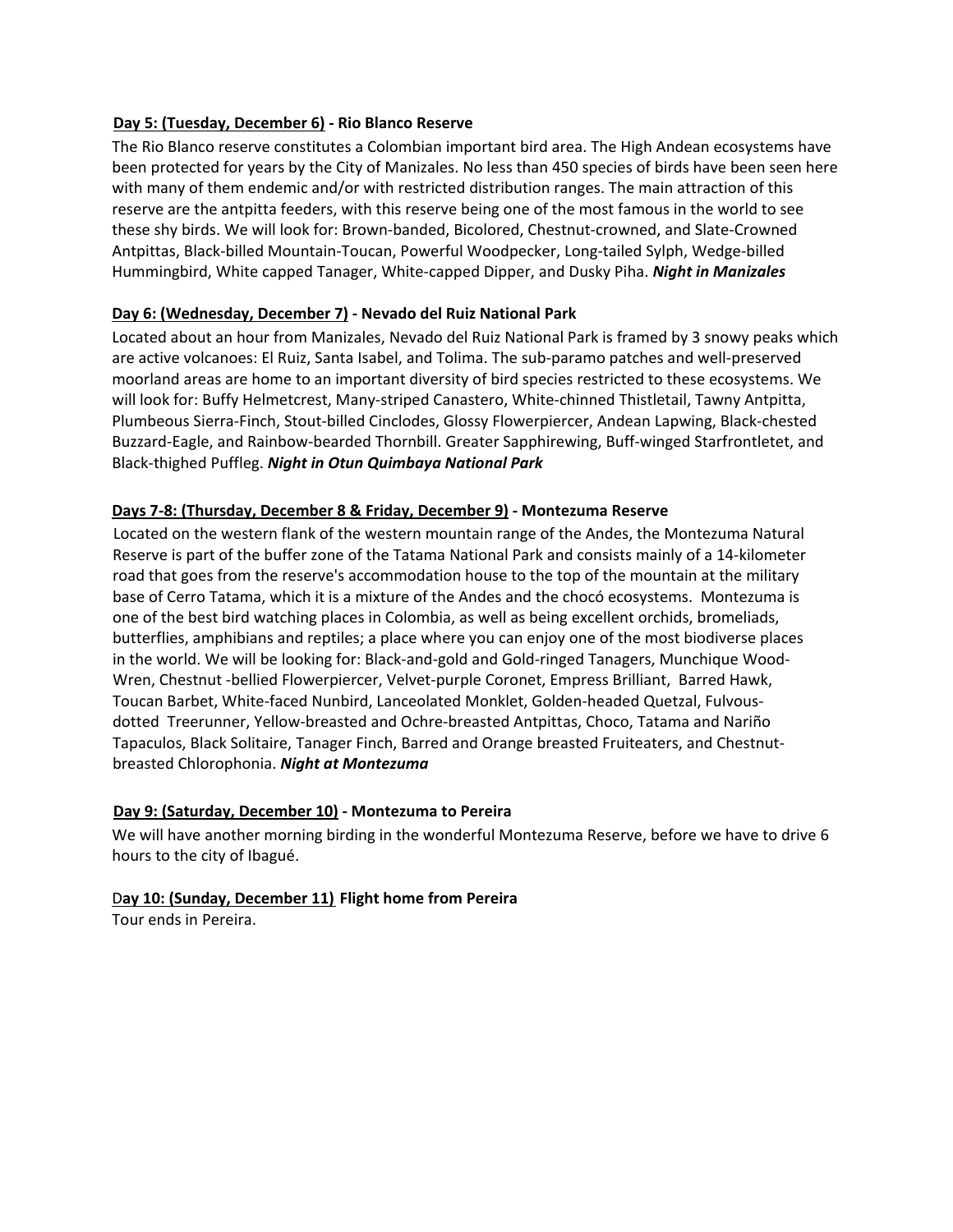**Day 5: (Tuesday, December 6) - Rio Blanco Reserve**

The Rio Blanco reserve constitutes a Colombian important bird area. The High Andean ecosystems have been protected for years by the City of Manizales. No less than 450 species of birds have been seen here with many of them endemic and/or with restricted distribution ranges. The main attraction of this reserve are the antpitta feeders, with this reserve being one of the most famous in the world to see these shy birds. We will look for: Brown-banded, Bicolored, Chestnut-crowned, and Slate-Crowned Antpittas, Black-billed Mountain-Toucan, Powerful Woodpecker, Long-tailed Sylph, Wedge-billed Hummingbird, White capped Tanager, White-capped Dipper, and Dusky Piha. ***Night in Manizales***

**Day 6: (Wednesday, December 7) - Nevado del Ruiz National Park**

Located about an hour from Manizales, Nevado del Ruiz National Park is framed by 3 snowy peaks which are active volcanoes: El Ruiz, Santa Isabel, and Tolima. The sub-paramo patches and well-preserved moorland areas are home to an important diversity of bird species restricted to these ecosystems. We will look for: Buffy Helmetcrest, Many-striped Canastero, White-chinned Thistletail, Tawny Antpitta, Plumbeous Sierra-Finch, Stout-billed Cinclodes, Glossy Flowerpiercer, Andean Lapwing, Black-chested Buzzard-Eagle, and Rainbow-bearded Thornbill. Greater Sapphirewing, Buff-winged Starfrontletet, and Black-thighed Puffleg. ***Night in Otun Quimbaya National Park***

**Days 7-8: (Thursday, December 8 & Friday, December 9) - Montezuma Reserve**

Located on the western flank of the western mountain range of the Andes, the Montezuma Natural Reserve is part of the buffer zone of the Tatama National Park and consists mainly of a 14-kilometer road that goes from the reserve's accommodation house to the top of the mountain at the military base of Cerro Tatama, which it is a mixture of the Andes and the chocó ecosystems. Montezuma is one of the best bird watching places in Colombia, as well as being excellent orchids, bromeliads, butterflies, amphibians and reptiles; a place where you can enjoy one of the most biodiverse places in the world. We will be looking for: Black-and-gold and Gold-ringed Tanagers, Munchique Wood-Wren, Chestnut -bellied Flowerpiercer, Velvet-purple Coronet, Empress Brilliant, Barred Hawk, Toucan Barbet, White-faced Nunbird, Lanceolated Monklet, Golden-headed Quetzal, Fulvous-dotted Treerunner, Yellow-breasted and Ochre-breasted Antpittas, Choco, Tatama and Nariño Tapaculos, Black Solitaire, Tanager Finch, Barred and Orange breasted Fruiteaters, and Chestnut-breasted Chlorophonia. ***Night at Montezuma***

**Day 9: (Saturday, December 10) - Montezuma to Pereira**

We will have another morning birding in the wonderful Montezuma Reserve, before we have to drive 6 hours to the city of Ibagué.

**Day 10: (Sunday, December 11) Flight home from Pereira**

Tour ends in Pereira.